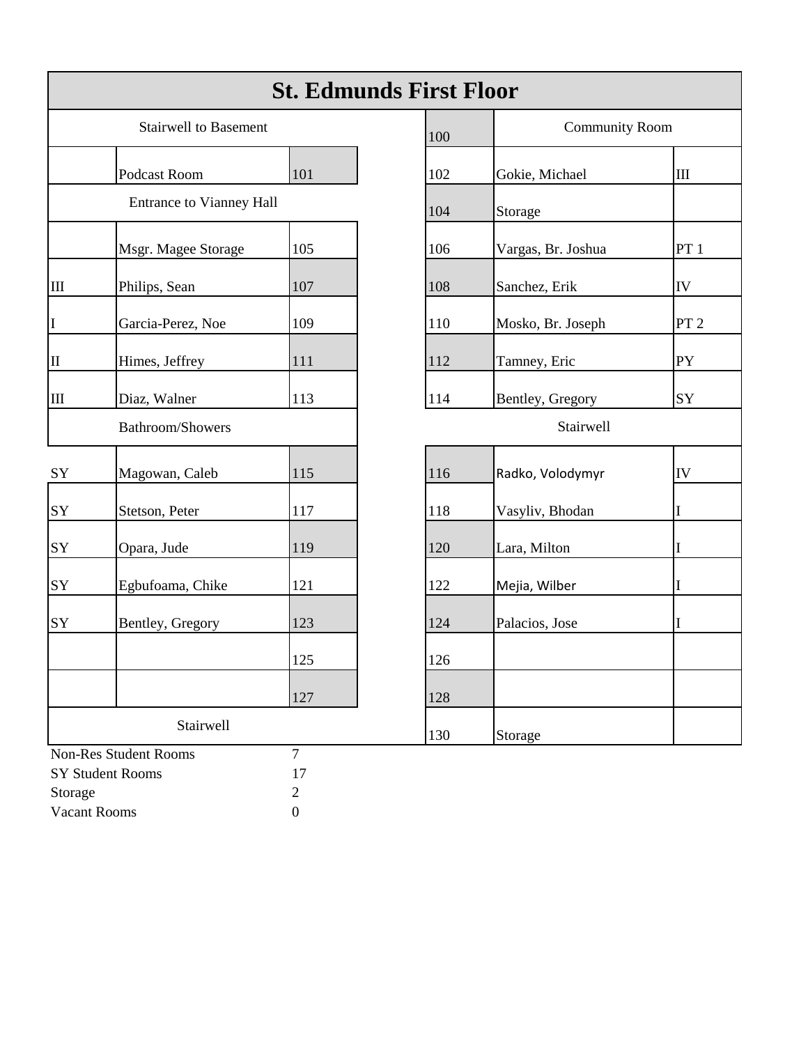# St. Edmunds First Floor

| Year | Name | Room | | Room | Name | Year |
|---|---|---|---|---|---|---|
| Stairwell to Basement | | | | 100 | Community Room | |
| | Podcast Room | 101 | | 102 | Gokie, Michael | III |
| Entrance to Vianney Hall | | | | 104 | Storage | |
| | Msgr. Magee Storage | 105 | | 106 | Vargas, Br. Joshua | PT 1 |
| III | Philips, Sean | 107 | | 108 | Sanchez, Erik | IV |
| I | Garcia-Perez, Noe | 109 | | 110 | Mosko, Br. Joseph | PT 2 |
| II | Himes, Jeffrey | 111 | | 112 | Tamney, Eric | PY |
| III | Diaz, Walner | 113 | | 114 | Bentley, Gregory | SY |
| Bathroom/Showers | | | | Stairwell | | |
| SY | Magowan, Caleb | 115 | | 116 | Radko, Volodymyr | IV |
| SY | Stetson, Peter | 117 | | 118 | Vasyliv, Bhodan | I |
| SY | Opara, Jude | 119 | | 120 | Lara, Milton | I |
| SY | Egbufoama, Chike | 121 | | 122 | Mejia, Wilber | I |
| SY | Bentley, Gregory | 123 | | 124 | Palacios, Jose | I |
| | | 125 | | 126 | | |
| | | 127 | | 128 | | |
| Stairwell | | | | 130 | Storage | |

| | |
|---|---|
| Non-Res Student Rooms | 7 |
| SY Student Rooms | 17 |
| Storage | 2 |
| Vacant Rooms | 0 |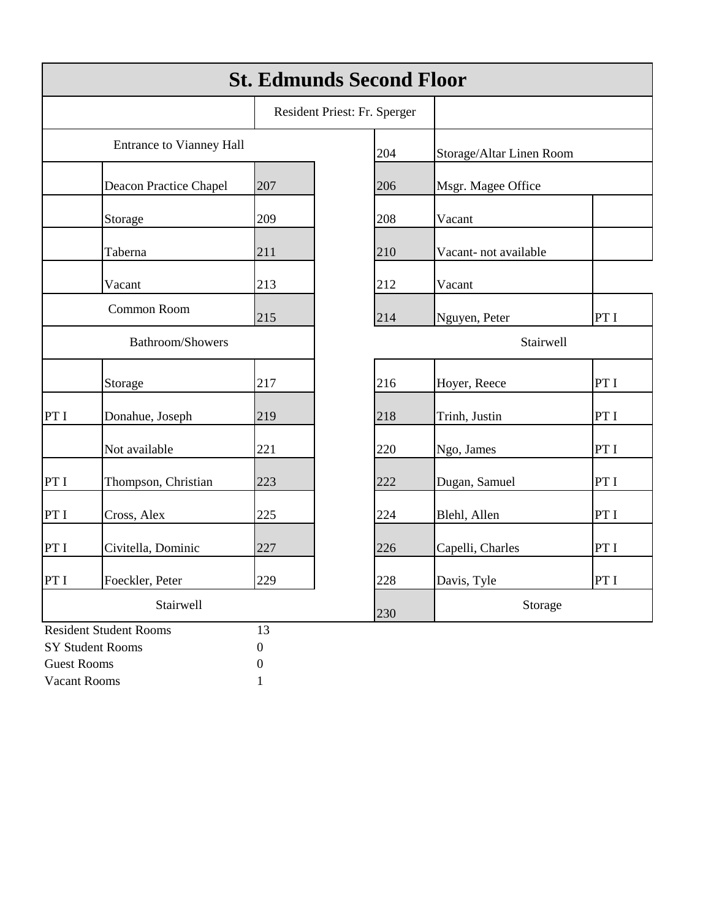# St. Edmunds Second Floor

| | | | | | | |
|---|---|---|---|---|---|---|
| | | Resident Priest: Fr. Sperger | | | | |
| Entrance to Vianney Hall | | | | 204 | Storage/Altar Linen Room | |
| | Deacon Practice Chapel | 207 | | 206 | Msgr. Magee Office | |
| | Storage | 209 | | 208 | Vacant | |
| | Taberna | 211 | | 210 | Vacant- not available | |
| | Vacant | 213 | | 212 | Vacant | |
| Common Room | | 215 | | 214 | Nguyen, Peter | PT I |
| Bathroom/Showers | | | | Stairwell | | |
| | Storage | 217 | | 216 | Hoyer, Reece | PT I |
| PT I | Donahue, Joseph | 219 | | 218 | Trinh, Justin | PT I |
| | Not available | 221 | | 220 | Ngo, James | PT I |
| PT I | Thompson, Christian | 223 | | 222 | Dugan, Samuel | PT I |
| PT I | Cross, Alex | 225 | | 224 | Blehl, Allen | PT I |
| PT I | Civitella, Dominic | 227 | | 226 | Capelli, Charles | PT I |
| PT I | Foeckler, Peter | 229 | | 228 | Davis, Tyle | PT I |
| Stairwell | | | | 230 | Storage | |

| | |
|---|---|
| Resident Student Rooms | 13 |
| SY Student Rooms | 0 |
| Guest Rooms | 0 |
| Vacant Rooms | 1 |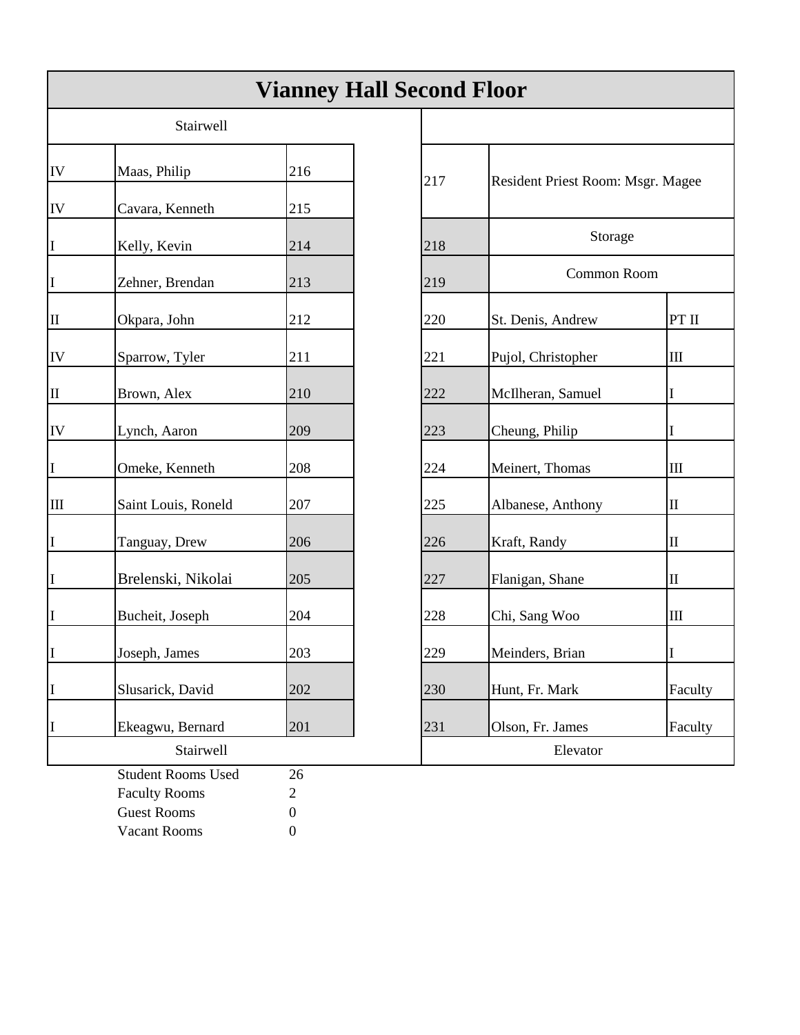# Vianney Hall Second Floor

| Year | Name | Room | | Room | Name | Year |
|---|---|---|---|---|---|---|
| Stairwell | | | | | | |
| IV | Maas, Philip | 216 | | 217 | Resident Priest Room: Msgr. Magee | |
| IV | Cavara, Kenneth | 215 | | | | |
| I | Kelly, Kevin | 214 | | 218 | Storage | |
| I | Zehner, Brendan | 213 | | 219 | Common Room | |
| II | Okpara, John | 212 | | 220 | St. Denis, Andrew | PT II |
| IV | Sparrow, Tyler | 211 | | 221 | Pujol, Christopher | III |
| II | Brown, Alex | 210 | | 222 | McIlheran, Samuel | I |
| IV | Lynch, Aaron | 209 | | 223 | Cheung, Philip | I |
| I | Omeke, Kenneth | 208 | | 224 | Meinert, Thomas | III |
| III | Saint Louis, Roneld | 207 | | 225 | Albanese, Anthony | II |
| I | Tanguay, Drew | 206 | | 226 | Kraft, Randy | II |
| I | Brelenski, Nikolai | 205 | | 227 | Flanigan, Shane | II |
| I | Bucheit, Joseph | 204 | | 228 | Chi, Sang Woo | III |
| I | Joseph, James | 203 | | 229 | Meinders, Brian | I |
| I | Slusarick, David | 202 | | 230 | Hunt, Fr. Mark | Faculty |
| I | Ekeagwu, Bernard | 201 | | 231 | Olson, Fr. James | Faculty |
| Stairwell | | | | Elevator | | |

| | |
|---|---|
| Student Rooms Used | 26 |
| Faculty Rooms | 2 |
| Guest Rooms | 0 |
| Vacant Rooms | 0 |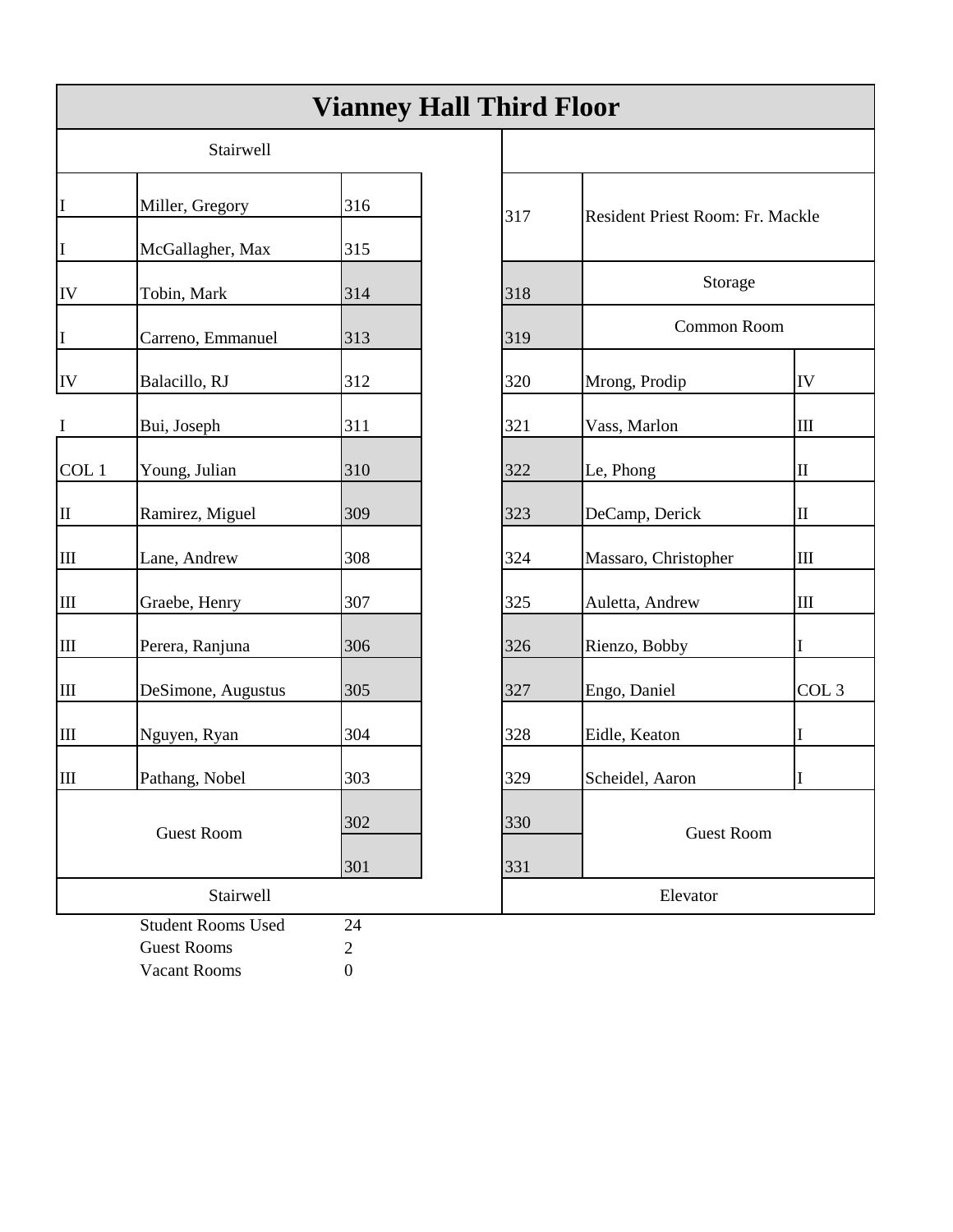# Vianney Hall Third Floor

| Year | Name | Room | | Room | Name | Year |
|---|---|---|---|---|---|---|
| Stairwell | | | | | | |
| I | Miller, Gregory | 316 | | 317 | Resident Priest Room: Fr. Mackle | |
| I | McGallagher, Max | 315 | | | | |
| IV | Tobin, Mark | 314 | | 318 | Storage | |
| I | Carreno, Emmanuel | 313 | | 319 | Common Room | |
| IV | Balacillo, RJ | 312 | | 320 | Mrong, Prodip | IV |
| I | Bui, Joseph | 311 | | 321 | Vass, Marlon | III |
| COL 1 | Young, Julian | 310 | | 322 | Le, Phong | II |
| II | Ramirez, Miguel | 309 | | 323 | DeCamp, Derick | II |
| III | Lane, Andrew | 308 | | 324 | Massaro, Christopher | III |
| III | Graebe, Henry | 307 | | 325 | Auletta, Andrew | III |
| III | Perera, Ranjuna | 306 | | 326 | Rienzo, Bobby | I |
| III | DeSimone, Augustus | 305 | | 327 | Engo, Daniel | COL 3 |
| III | Nguyen, Ryan | 304 | | 328 | Eidle, Keaton | I |
| III | Pathang, Nobel | 303 | | 329 | Scheidel, Aaron | I |
| Guest Room | | 302 | | 330 | Guest Room | |
| | | 301 | | 331 | | |
| Stairwell | | | | Elevator | | |

| | |
|---|---|
| Student Rooms Used | 24 |
| Guest Rooms | 2 |
| Vacant Rooms | 0 |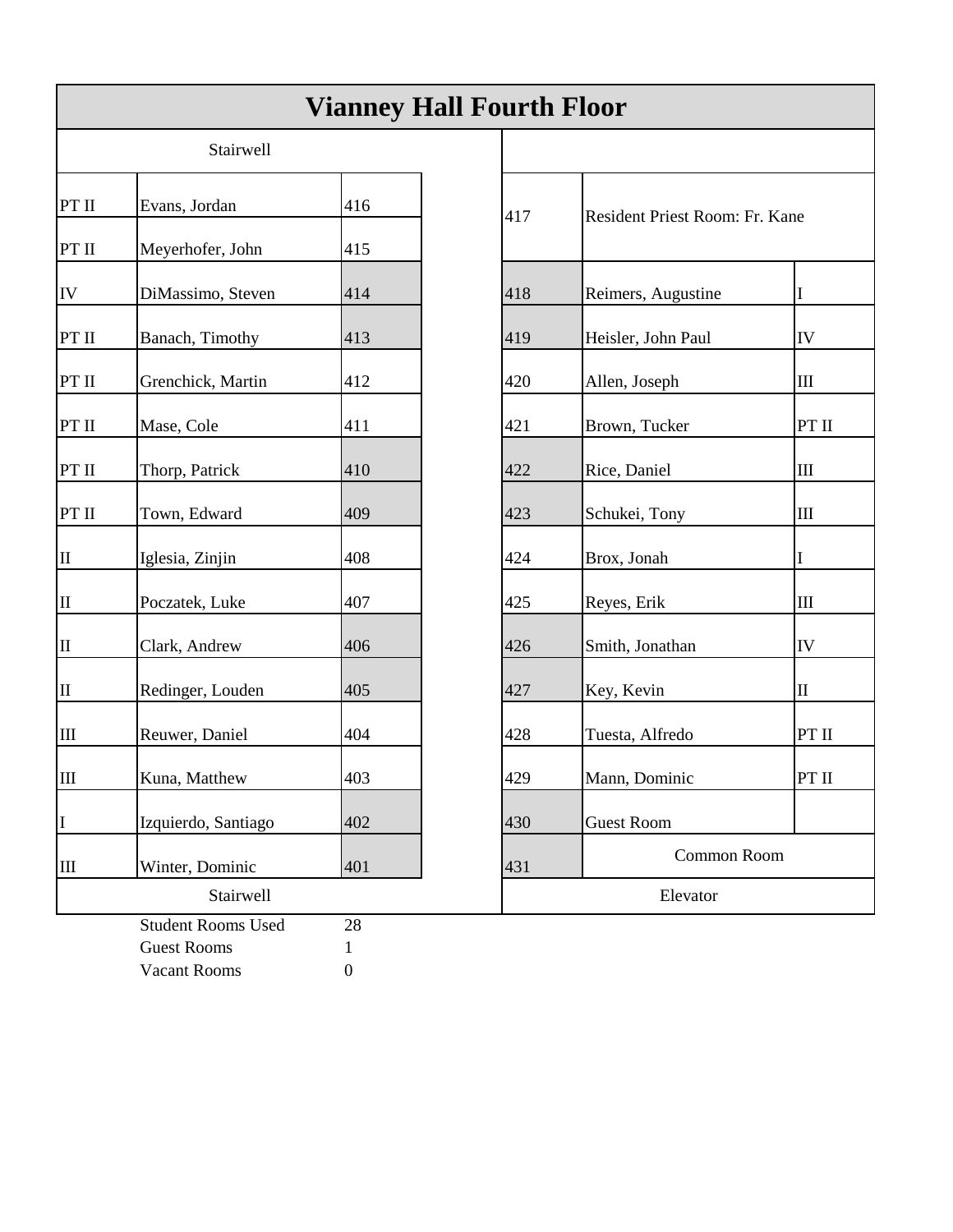# Vianney Hall Fourth Floor

| | | | | | | |
|---|---|---|---|---|---|---|
| Stairwell | | | | | | |
| PT II | Evans, Jordan | 416 | | 417 | Resident Priest Room: Fr. Kane | |
| PT II | Meyerhofer, John | 415 | | | | |
| IV | DiMassimo, Steven | 414 | | 418 | Reimers, Augustine | I |
| PT II | Banach, Timothy | 413 | | 419 | Heisler, John Paul | IV |
| PT II | Grenchick, Martin | 412 | | 420 | Allen, Joseph | III |
| PT II | Mase, Cole | 411 | | 421 | Brown, Tucker | PT II |
| PT II | Thorp, Patrick | 410 | | 422 | Rice, Daniel | III |
| PT II | Town, Edward | 409 | | 423 | Schukei, Tony | III |
| II | Iglesia, Zinjin | 408 | | 424 | Brox, Jonah | I |
| II | Poczatek, Luke | 407 | | 425 | Reyes, Erik | III |
| II | Clark, Andrew | 406 | | 426 | Smith, Jonathan | IV |
| II | Redinger, Louden | 405 | | 427 | Key, Kevin | II |
| III | Reuwer, Daniel | 404 | | 428 | Tuesta, Alfredo | PT II |
| III | Kuna, Matthew | 403 | | 429 | Mann, Dominic | PT II |
| I | Izquierdo, Santiago | 402 | | 430 | Guest Room | |
| III | Winter, Dominic | 401 | | 431 | Common Room | |
| Stairwell | | | | Elevator | | |

| | |
|---|---|
| Student Rooms Used | 28 |
| Guest Rooms | 1 |
| Vacant Rooms | 0 |